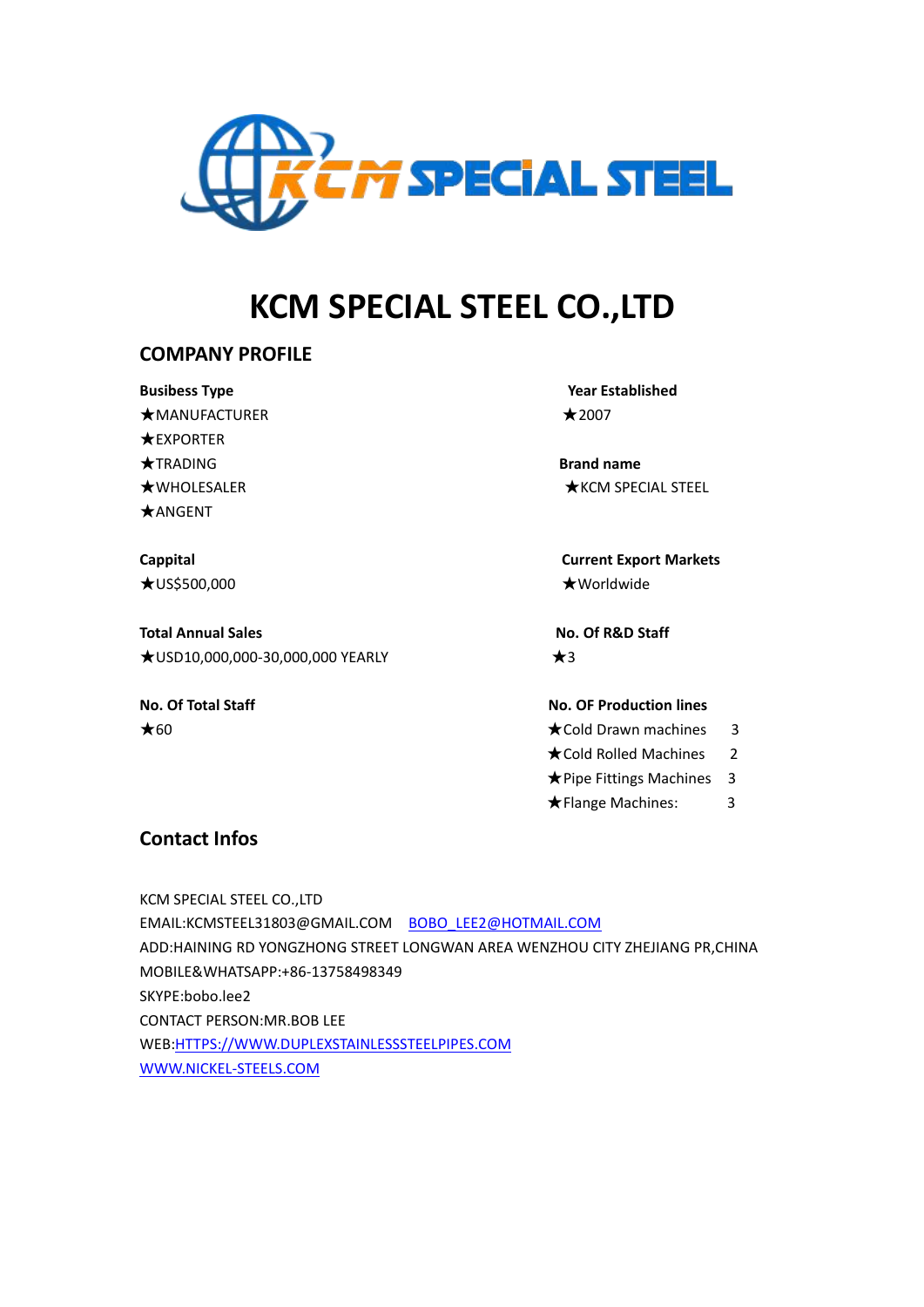# KCM SPECIAL STEEL CO.,LTD

## COMPANY PROFILE

**Busibess Type**
★MANUFACTURER
★EXPORTER
★TRADING
★WHOLESALER
★ANGENT

**Year Established**
★2007

**Brand name**
★KCM SPECIAL STEEL

**Cappital**
★US$500,000

**Current Export Markets**
★Worldwide

**Total Annual Sales**
★USD10,000,000-30,000,000 YEARLY

**No. Of R&D Staff**
★3

**No. Of Total Staff**
★60

**No. OF Production lines**
★Cold Drawn machines 3
★Cold Rolled Machines 2
★Pipe Fittings Machines 3
★Flange Machines: 3

## Contact Infos

KCM SPECIAL STEEL CO.,LTD
EMAIL:KCMSTEEL31803@GMAIL.COM BOBO_LEE2@HOTMAIL.COM
ADD:HAINING RD YONGZHONG STREET LONGWAN AREA WENZHOU CITY ZHEJIANG PR,CHINA
MOBILE&WHATSAPP:+86-13758498349
SKYPE:bobo.lee2
CONTACT PERSON:MR.BOB LEE
WEB:HTTPS://WWW.DUPLEXSTAINLESSSTEELPIPES.COM
WWW.NICKEL-STEELS.COM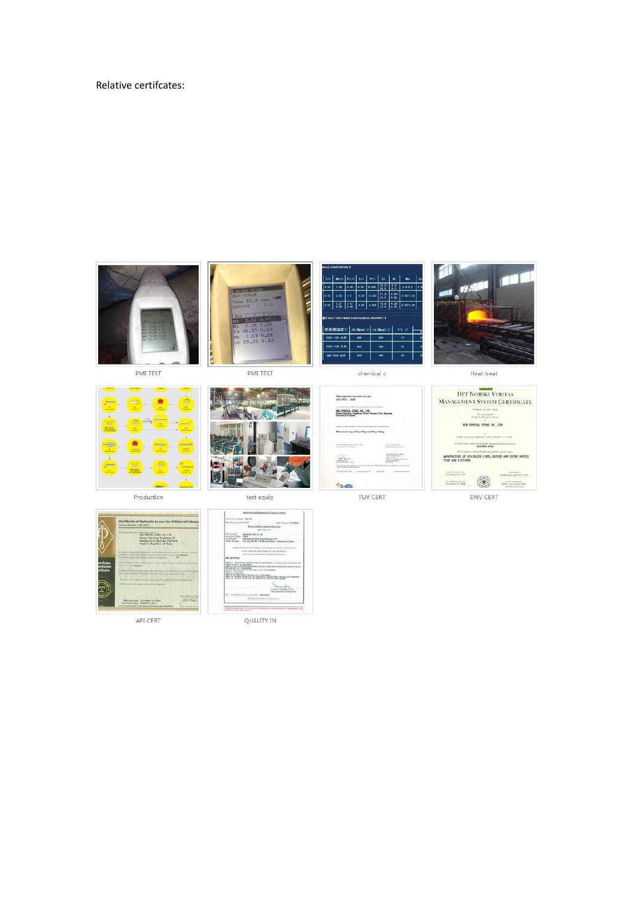Relative certifcates:

PMI TEST

PMI TEST

chemical c

Heat treat

Production

test equip

TUV CERT

DNV CERT

API CERT

QUALITY IN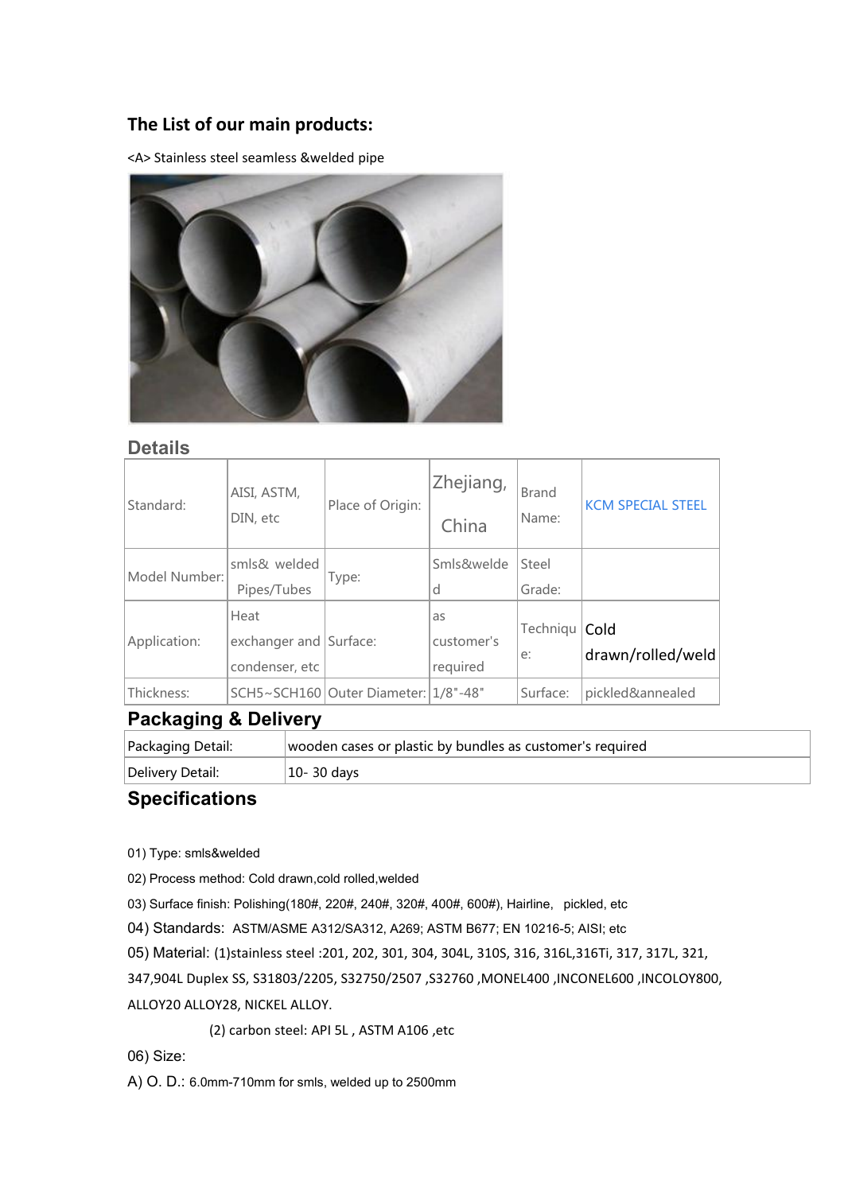## The List of our main products:

<A> Stainless steel seamless &welded pipe

## Details

| Standard: | AISI, ASTM, DIN, etc | Place of Origin: | Zhejiang, China | Brand Name: | KCM SPECIAL STEEL |
|---|---|---|---|---|---|
| Model Number: | smls& welded Pipes/Tubes | Type: | Smls&welded | Steel Grade: | |
| Application: | Heat exchanger and condenser, etc | Surface: | as customer's required | Technique: | Cold drawn/rolled/weld |
| Thickness: | SCH5~SCH160 | Outer Diameter: | 1/8"-48" | Surface: | pickled&annealed |

## Packaging & Delivery

| Packaging Detail: | wooden cases or plastic by bundles as customer's required |
|---|---|
| Delivery Detail: | 10- 30 days |

## Specifications

01) Type: smls&welded

02) Process method: Cold drawn,cold rolled,welded

03) Surface finish: Polishing(180#, 220#, 240#, 320#, 400#, 600#), Hairline, pickled, etc

04) Standards: ASTM/ASME A312/SA312, A269; ASTM B677; EN 10216-5; AISI; etc

05) Material: (1)stainless steel :201, 202, 301, 304, 304L, 310S, 316, 316L,316Ti, 317, 317L, 321, 347,904L Duplex SS, S31803/2205, S32750/2507 ,S32760 ,MONEL400 ,INCONEL600 ,INCOLOY800, ALLOY20 ALLOY28, NICKEL ALLOY.

(2) carbon steel: API 5L , ASTM A106 ,etc

06) Size:

A) O. D.: 6.0mm-710mm for smls, welded up to 2500mm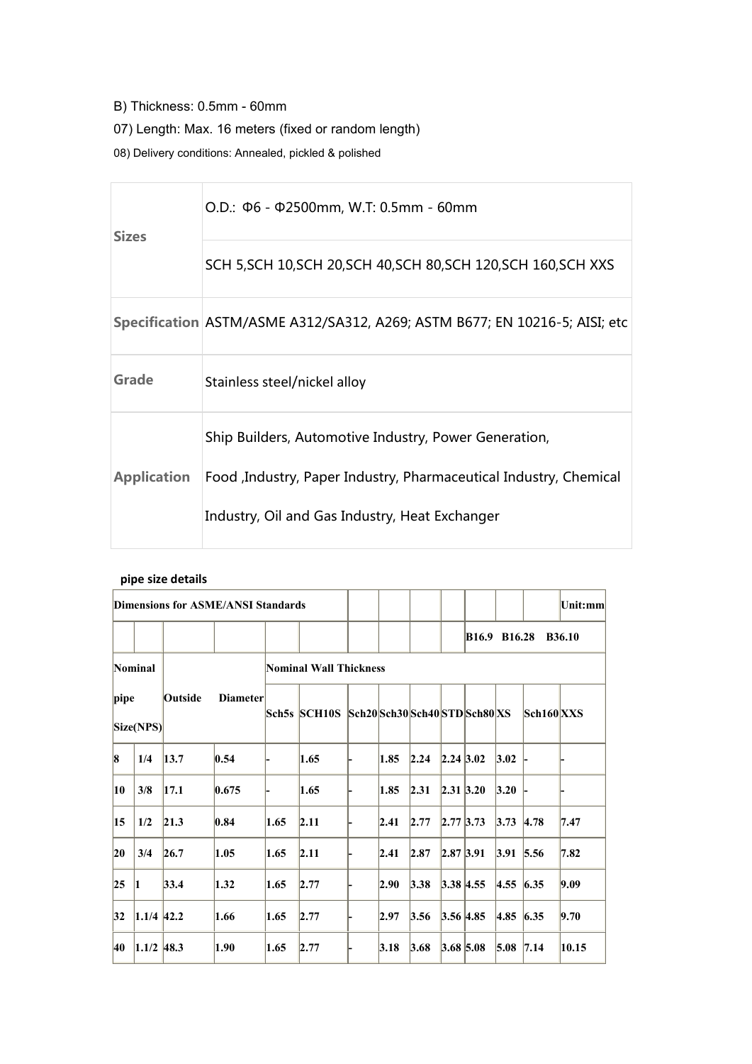B) Thickness: 0.5mm - 60mm

07) Length: Max. 16 meters (fixed or random length)

08) Delivery conditions: Annealed, pickled & polished

| | |
|---|---|
| **Sizes** | O.D.: Φ6 - Φ2500mm, W.T: 0.5mm - 60mm |
| | SCH 5,SCH 10,SCH 20,SCH 40,SCH 80,SCH 120,SCH 160,SCH XXS |
| **Specification** | ASTM/ASME A312/SA312, A269; ASTM B677; EN 10216-5; AISI; etc |
| **Grade** | Stainless steel/nickel alloy |
| **Application** | Ship Builders, Automotive Industry, Power Generation, Food ,Industry, Paper Industry, Pharmaceutical Industry, Chemical Industry, Oil and Gas Industry, Heat Exchanger |

**pipe size details**

| **Dimensions for ASME/ANSI Standards** | | | | | | | | | | | | | **Unit:mm** |
|---|---|---|---|---|---|---|---|---|---|---|---|---|---|
| | | | | | | | | | | **B16.9 B16.28 B36.10** | | | |
| **Nominal pipe Size(NPS)** | | **Outside** | **Diameter** | **Nominal Wall Thickness** | | | | | | | | | |
| | | | | **Sch5s** | **SCH10S** | **Sch20** | **Sch30** | **Sch40** | **STD** | **Sch80** | **XS** | **Sch160** | **XXS** |
| **8** | **1/4** | **13.7** | **0.54** | - | **1.65** | - | **1.85** | **2.24** | **2.24** | **3.02** | **3.02** | - | - |
| **10** | **3/8** | **17.1** | **0.675** | - | **1.65** | - | **1.85** | **2.31** | **2.31** | **3.20** | **3.20** | - | - |
| **15** | **1/2** | **21.3** | **0.84** | **1.65** | **2.11** | - | **2.41** | **2.77** | **2.77** | **3.73** | **3.73** | **4.78** | **7.47** |
| **20** | **3/4** | **26.7** | **1.05** | **1.65** | **2.11** | - | **2.41** | **2.87** | **2.87** | **3.91** | **3.91** | **5.56** | **7.82** |
| **25** | **1** | **33.4** | **1.32** | **1.65** | **2.77** | - | **2.90** | **3.38** | **3.38** | **4.55** | **4.55** | **6.35** | **9.09** |
| **32** | **1.1/4** | **42.2** | **1.66** | **1.65** | **2.77** | - | **2.97** | **3.56** | **3.56** | **4.85** | **4.85** | **6.35** | **9.70** |
| **40** | **1.1/2** | **48.3** | **1.90** | **1.65** | **2.77** | - | **3.18** | **3.68** | **3.68** | **5.08** | **5.08** | **7.14** | **10.15** |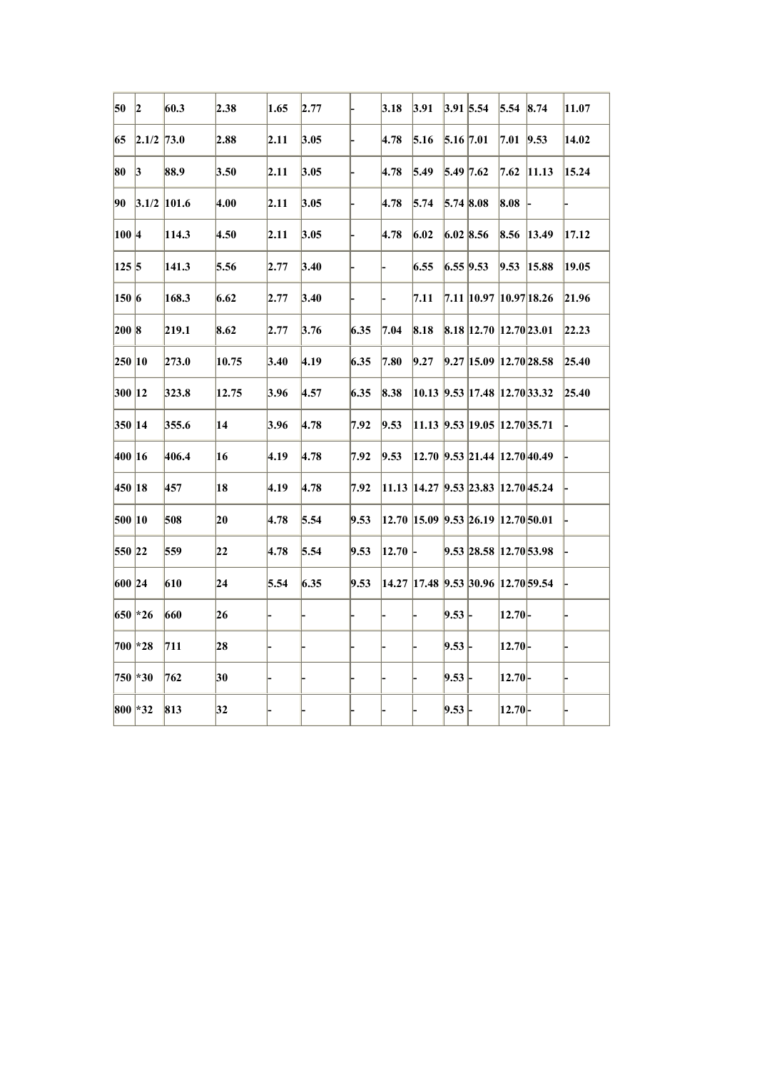| 50 | 2 | 60.3 | 2.38 | 1.65 | 2.77 | - | 3.18 | 3.91 | 3.91 | 5.54 | 5.54 | 8.74 | 11.07 |
|---|---|---|---|---|---|---|---|---|---|---|---|---|---|
| 65 | 2.1/2 | 73.0 | 2.88 | 2.11 | 3.05 | - | 4.78 | 5.16 | 5.16 | 7.01 | 7.01 | 9.53 | 14.02 |
| 80 | 3 | 88.9 | 3.50 | 2.11 | 3.05 | - | 4.78 | 5.49 | 5.49 | 7.62 | 7.62 | 11.13 | 15.24 |
| 90 | 3.1/2 | 101.6 | 4.00 | 2.11 | 3.05 | - | 4.78 | 5.74 | 5.74 | 8.08 | 8.08 | - | - |
| 100 | 4 | 114.3 | 4.50 | 2.11 | 3.05 | - | 4.78 | 6.02 | 6.02 | 8.56 | 8.56 | 13.49 | 17.12 |
| 125 | 5 | 141.3 | 5.56 | 2.77 | 3.40 | - | - | 6.55 | 6.55 | 9.53 | 9.53 | 15.88 | 19.05 |
| 150 | 6 | 168.3 | 6.62 | 2.77 | 3.40 | - | - | 7.11 | 7.11 | 10.97 | 10.97 | 18.26 | 21.96 |
| 200 | 8 | 219.1 | 8.62 | 2.77 | 3.76 | 6.35 | 7.04 | 8.18 | 8.18 | 12.70 | 12.70 | 23.01 | 22.23 |
| 250 | 10 | 273.0 | 10.75 | 3.40 | 4.19 | 6.35 | 7.80 | 9.27 | 9.27 | 15.09 | 12.70 | 28.58 | 25.40 |
| 300 | 12 | 323.8 | 12.75 | 3.96 | 4.57 | 6.35 | 8.38 | 10.13 | 9.53 | 17.48 | 12.70 | 33.32 | 25.40 |
| 350 | 14 | 355.6 | 14 | 3.96 | 4.78 | 7.92 | 9.53 | 11.13 | 9.53 | 19.05 | 12.70 | 35.71 | - |
| 400 | 16 | 406.4 | 16 | 4.19 | 4.78 | 7.92 | 9.53 | 12.70 | 9.53 | 21.44 | 12.70 | 40.49 | - |
| 450 | 18 | 457 | 18 | 4.19 | 4.78 | 7.92 | 11.13 | 14.27 | 9.53 | 23.83 | 12.70 | 45.24 | - |
| 500 | 10 | 508 | 20 | 4.78 | 5.54 | 9.53 | 12.70 | 15.09 | 9.53 | 26.19 | 12.70 | 50.01 | - |
| 550 | 22 | 559 | 22 | 4.78 | 5.54 | 9.53 | 12.70 | - | 9.53 | 28.58 | 12.70 | 53.98 | - |
| 600 | 24 | 610 | 24 | 5.54 | 6.35 | 9.53 | 14.27 | 17.48 | 9.53 | 30.96 | 12.70 | 59.54 | - |
| 650 | *26 | 660 | 26 | - | - | - | - | - | 9.53 | - | 12.70 | - | - |
| 700 | *28 | 711 | 28 | - | - | - | - | - | 9.53 | - | 12.70 | - | - |
| 750 | *30 | 762 | 30 | - | - | - | - | - | 9.53 | - | 12.70 | - | - |
| 800 | *32 | 813 | 32 | - | - | - | - | - | 9.53 | - | 12.70 | - | - |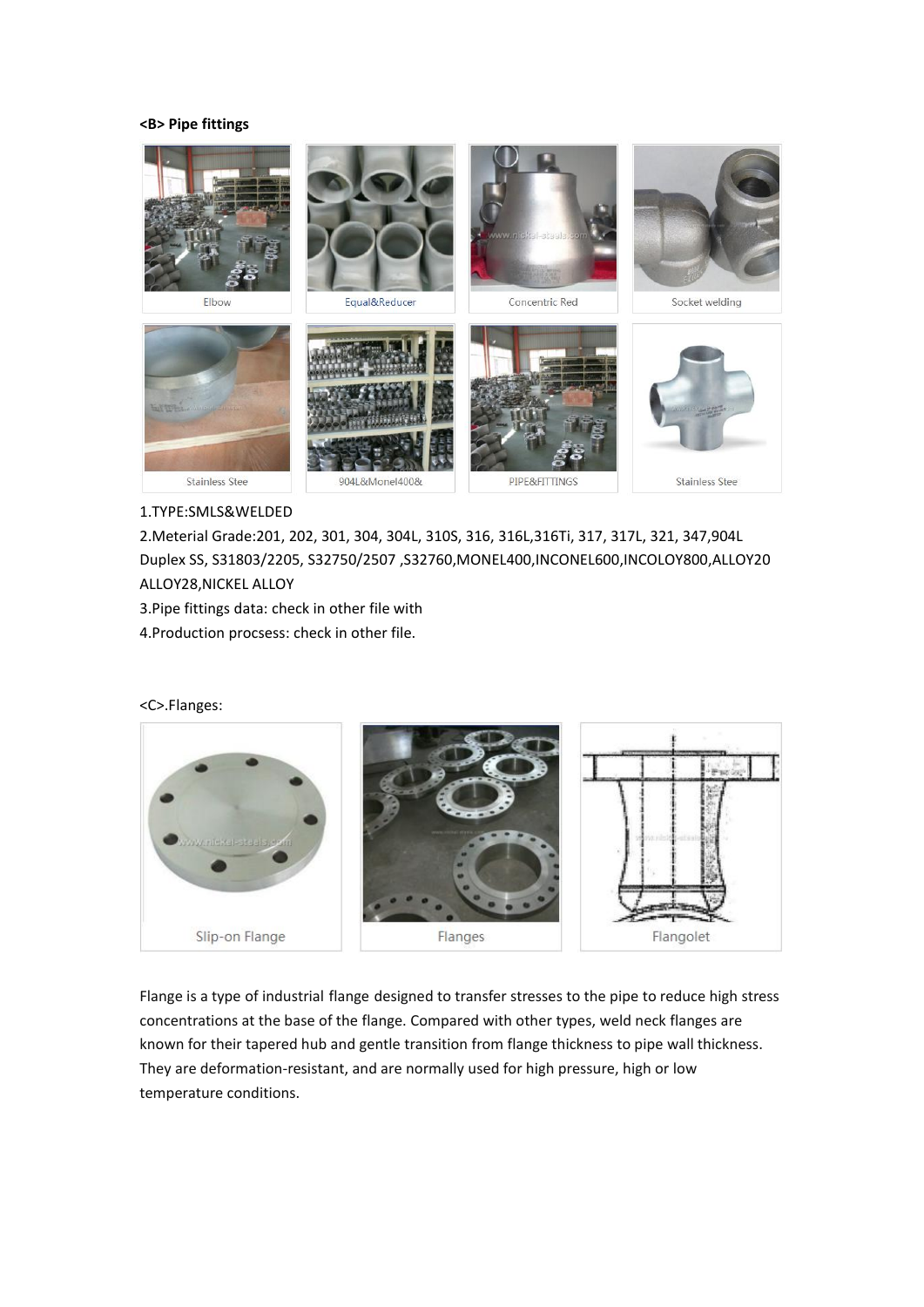**<B> Pipe fittings**

Elbow

Equal&Reducer

Concentric Red

Socket welding

Stainless Stee

904L&Monel400&

PIPE&FITTINGS

Stainless Stee

1.TYPE:SMLS&WELDED

2.Meterial Grade:201, 202, 301, 304, 304L, 310S, 316, 316L,316Ti, 317, 317L, 321, 347,904L Duplex SS, S31803/2205, S32750/2507 ,S32760,MONEL400,INCONEL600,INCOLOY800,ALLOY20 ALLOY28,NICKEL ALLOY

3.Pipe fittings data: check in other file with

4.Production procsess: check in other file.

<C>.Flanges:

Slip-on Flange

Flanges

Flangolet

Flange is a type of industrial flange designed to transfer stresses to the pipe to reduce high stress concentrations at the base of the flange. Compared with other types, weld neck flanges are known for their tapered hub and gentle transition from flange thickness to pipe wall thickness. They are deformation-resistant, and are normally used for high pressure, high or low temperature conditions.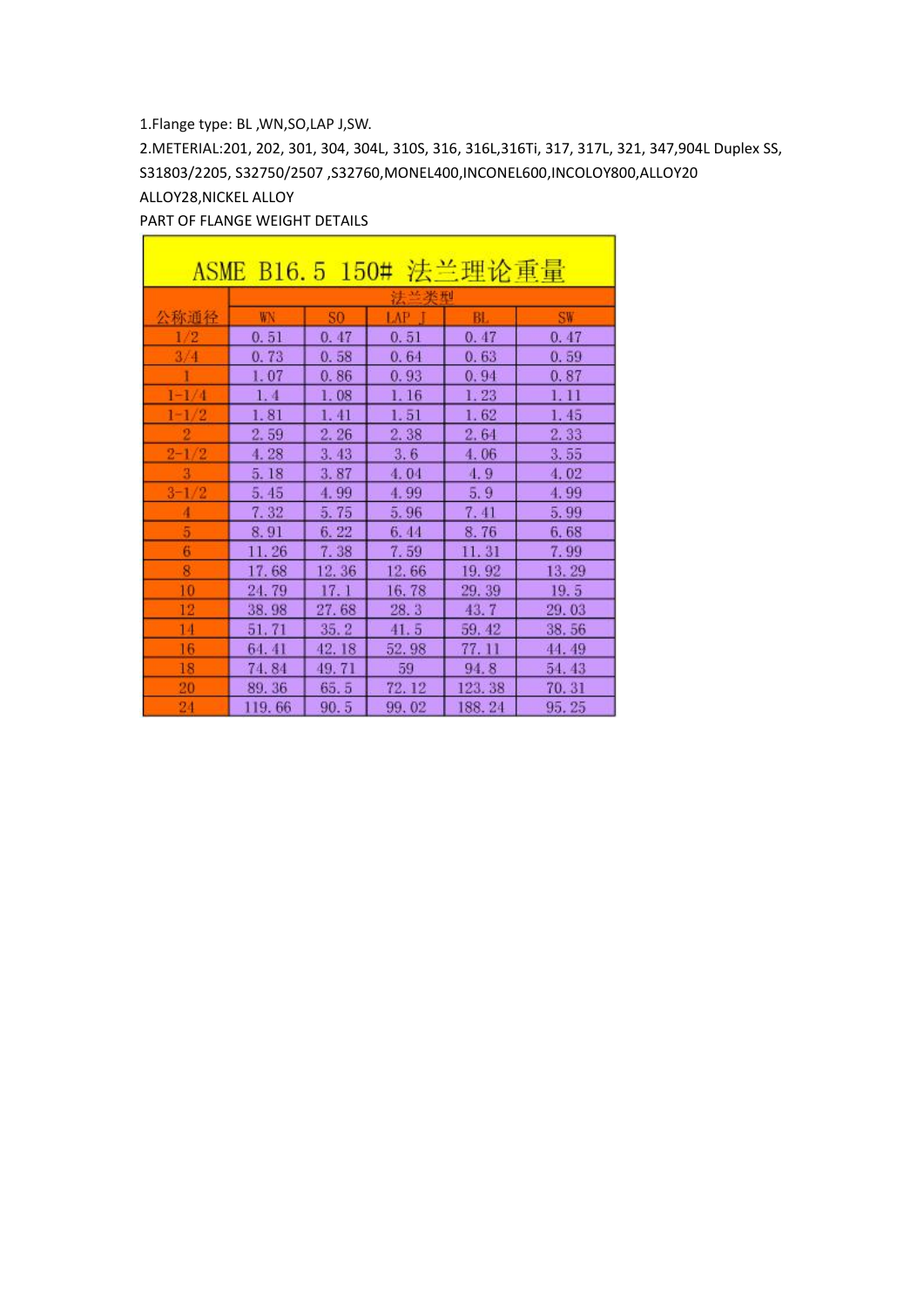1.Flange type: BL ,WN,SO,LAP J,SW.

2.METERIAL:201, 202, 301, 304, 304L, 310S, 316, 316L,316Ti, 317, 317L, 321, 347,904L Duplex SS, S31803/2205, S32750/2507 ,S32760,MONEL400,INCONEL600,INCOLOY800,ALLOY20 ALLOY28,NICKEL ALLOY

PART OF FLANGE WEIGHT DETAILS

| ASME B16.5 150# 法兰理论重量 | | | | | |
|---|---|---|---|---|---|
| | 法兰类型 | | | | |
| 公称通径 | WN | SO | LAP J | BL | SW |
| 1/2 | 0.51 | 0.47 | 0.51 | 0.47 | 0.47 |
| 3/4 | 0.73 | 0.58 | 0.64 | 0.63 | 0.59 |
| 1 | 1.07 | 0.86 | 0.93 | 0.94 | 0.87 |
| 1-1/4 | 1.4 | 1.08 | 1.16 | 1.23 | 1.11 |
| 1-1/2 | 1.81 | 1.41 | 1.51 | 1.62 | 1.45 |
| 2 | 2.59 | 2.26 | 2.38 | 2.64 | 2.33 |
| 2-1/2 | 4.28 | 3.43 | 3.6 | 4.06 | 3.55 |
| 3 | 5.18 | 3.87 | 4.04 | 4.9 | 4.02 |
| 3-1/2 | 5.45 | 4.99 | 4.99 | 5.9 | 4.99 |
| 4 | 7.32 | 5.75 | 5.96 | 7.41 | 5.99 |
| 5 | 8.91 | 6.22 | 6.44 | 8.76 | 6.68 |
| 6 | 11.26 | 7.38 | 7.59 | 11.31 | 7.99 |
| 8 | 17.68 | 12.36 | 12.66 | 19.92 | 13.29 |
| 10 | 24.79 | 17.1 | 16.78 | 29.39 | 19.5 |
| 12 | 38.98 | 27.68 | 28.3 | 43.7 | 29.03 |
| 14 | 51.71 | 35.2 | 41.5 | 59.42 | 38.56 |
| 16 | 64.41 | 42.18 | 52.98 | 77.11 | 44.49 |
| 18 | 74.84 | 49.71 | 59 | 94.8 | 54.43 |
| 20 | 89.36 | 65.5 | 72.12 | 123.38 | 70.31 |
| 24 | 119.66 | 90.5 | 99.02 | 188.24 | 95.25 |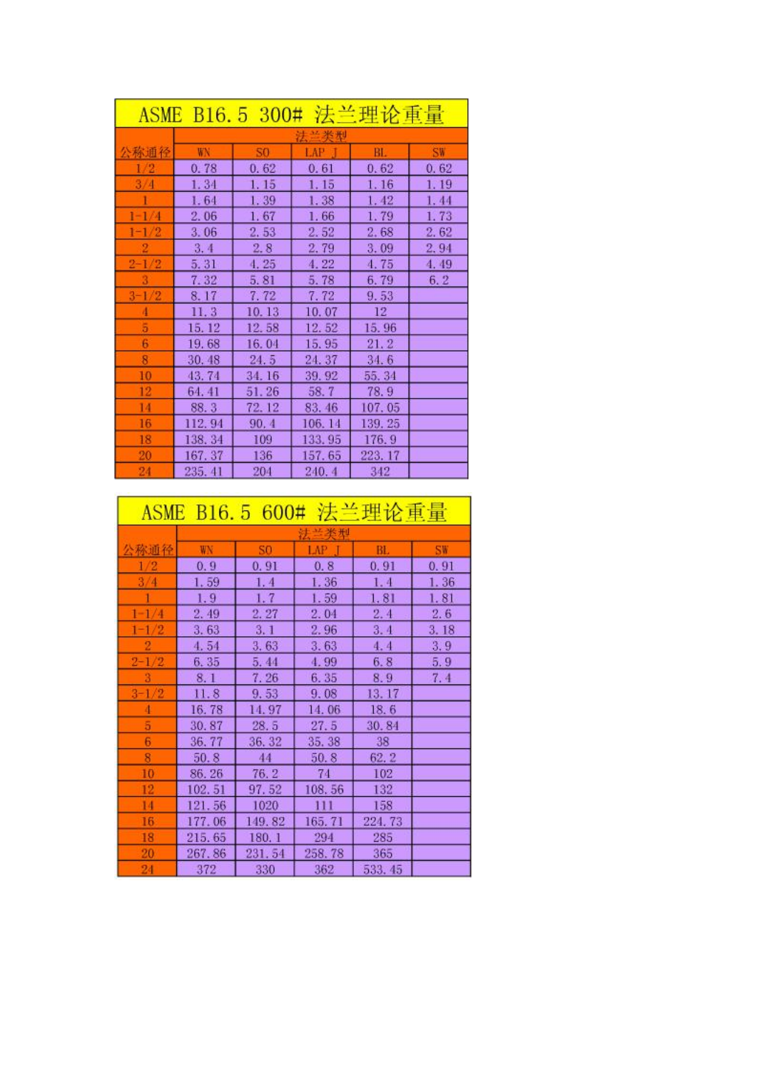# ASME B16.5 300# 法兰理论重量

| 公称通径 | 法兰类型 | | | | |
|---|---|---|---|---|---|
| | WN | SO | LAP J | BL | SW |
| 1/2 | 0.78 | 0.62 | 0.61 | 0.62 | 0.62 |
| 3/4 | 1.34 | 1.15 | 1.15 | 1.16 | 1.19 |
| 1 | 1.64 | 1.39 | 1.38 | 1.42 | 1.44 |
| 1-1/4 | 2.06 | 1.67 | 1.66 | 1.79 | 1.73 |
| 1-1/2 | 3.06 | 2.53 | 2.52 | 2.68 | 2.62 |
| 2 | 3.4 | 2.8 | 2.79 | 3.09 | 2.94 |
| 2-1/2 | 5.31 | 4.25 | 4.22 | 4.75 | 4.49 |
| 3 | 7.32 | 5.81 | 5.78 | 6.79 | 6.2 |
| 3-1/2 | 8.17 | 7.72 | 7.72 | 9.53 | |
| 4 | 11.3 | 10.13 | 10.07 | 12 | |
| 5 | 15.12 | 12.58 | 12.52 | 15.96 | |
| 6 | 19.68 | 16.04 | 15.95 | 21.2 | |
| 8 | 30.48 | 24.5 | 24.37 | 34.6 | |
| 10 | 43.74 | 34.16 | 39.92 | 55.34 | |
| 12 | 64.41 | 51.26 | 58.7 | 78.9 | |
| 14 | 88.3 | 72.12 | 83.46 | 107.05 | |
| 16 | 112.94 | 90.4 | 106.14 | 139.25 | |
| 18 | 138.34 | 109 | 133.95 | 176.9 | |
| 20 | 167.37 | 136 | 157.65 | 223.17 | |
| 24 | 235.41 | 204 | 240.4 | 342 | |

# ASME B16.5 600# 法兰理论重量

| 公称通径 | 法兰类型 | | | | |
|---|---|---|---|---|---|
| | WN | SO | LAP J | BL | SW |
| 1/2 | 0.9 | 0.91 | 0.8 | 0.91 | 0.91 |
| 3/4 | 1.59 | 1.4 | 1.36 | 1.4 | 1.36 |
| 1 | 1.9 | 1.7 | 1.59 | 1.81 | 1.81 |
| 1-1/4 | 2.49 | 2.27 | 2.04 | 2.4 | 2.6 |
| 1-1/2 | 3.63 | 3.1 | 2.96 | 3.4 | 3.18 |
| 2 | 4.54 | 3.63 | 3.63 | 4.4 | 3.9 |
| 2-1/2 | 6.35 | 5.44 | 4.99 | 6.8 | 5.9 |
| 3 | 8.1 | 7.26 | 6.35 | 8.9 | 7.4 |
| 3-1/2 | 11.8 | 9.53 | 9.08 | 13.17 | |
| 4 | 16.78 | 14.97 | 14.06 | 18.6 | |
| 5 | 30.87 | 28.5 | 27.5 | 30.84 | |
| 6 | 36.77 | 36.32 | 35.38 | 38 | |
| 8 | 50.8 | 44 | 50.8 | 62.2 | |
| 10 | 86.26 | 76.2 | 74 | 102 | |
| 12 | 102.51 | 97.52 | 108.56 | 132 | |
| 14 | 121.56 | 1020 | 111 | 158 | |
| 16 | 177.06 | 149.82 | 165.71 | 224.73 | |
| 18 | 215.65 | 180.1 | 294 | 285 | |
| 20 | 267.86 | 231.54 | 258.78 | 365 | |
| 24 | 372 | 330 | 362 | 533.45 | |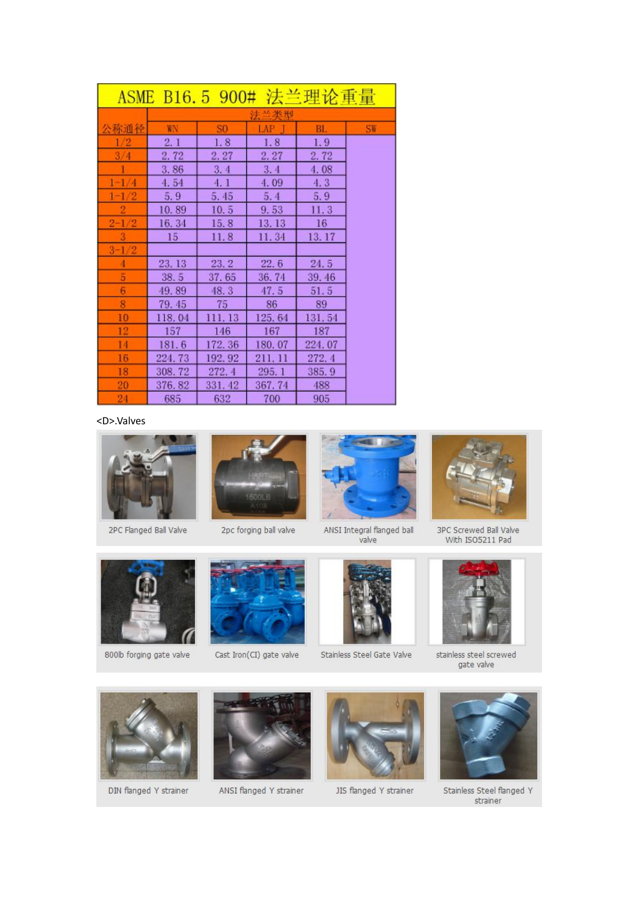| ASME B16.5 900# 法兰理论重量 | | | | | |
|---|---|---|---|---|---|
| | 法兰类型 | | | | |
| 公称通径 | WN | SO | LAP J | BL | SW |
| 1/2 | 2.1 | 1.8 | 1.8 | 1.9 | |
| 3/4 | 2.72 | 2.27 | 2.27 | 2.72 | |
| 1 | 3.86 | 3.4 | 3.4 | 4.08 | |
| 1-1/4 | 4.54 | 4.1 | 4.09 | 4.3 | |
| 1-1/2 | 5.9 | 5.45 | 5.4 | 5.9 | |
| 2 | 10.89 | 10.5 | 9.53 | 11.3 | |
| 2-1/2 | 16.34 | 15.8 | 13.13 | 16 | |
| 3 | 15 | 11.8 | 11.34 | 13.17 | |
| 3-1/2 | | | | | |
| 4 | 23.13 | 23.2 | 22.6 | 24.5 | |
| 5 | 38.5 | 37.65 | 36.74 | 39.46 | |
| 6 | 49.89 | 48.3 | 47.5 | 51.5 | |
| 8 | 79.45 | 75 | 86 | 89 | |
| 10 | 118.04 | 111.13 | 125.64 | 131.54 | |
| 12 | 157 | 146 | 167 | 187 | |
| 14 | 181.6 | 172.36 | 180.07 | 224.07 | |
| 16 | 224.73 | 192.92 | 211.11 | 272.4 | |
| 18 | 308.72 | 272.4 | 295.1 | 385.9 | |
| 20 | 376.82 | 331.42 | 367.74 | 488 | |
| 24 | 685 | 632 | 700 | 905 | |

<D>.Valves

2PC Flanged Ball Valve

2pc forging ball valve

ANSI Integral flanged ball valve

3PC Screwed Ball Valve With ISO5211 Pad

800lb forging gate valve

Cast Iron(CI) gate valve

Stainless Steel Gate Valve

stainless steel screwed gate valve

DIN flanged Y strainer

ANSI flanged Y strainer

JIS flanged Y strainer

Stainless Steel flanged Y strainer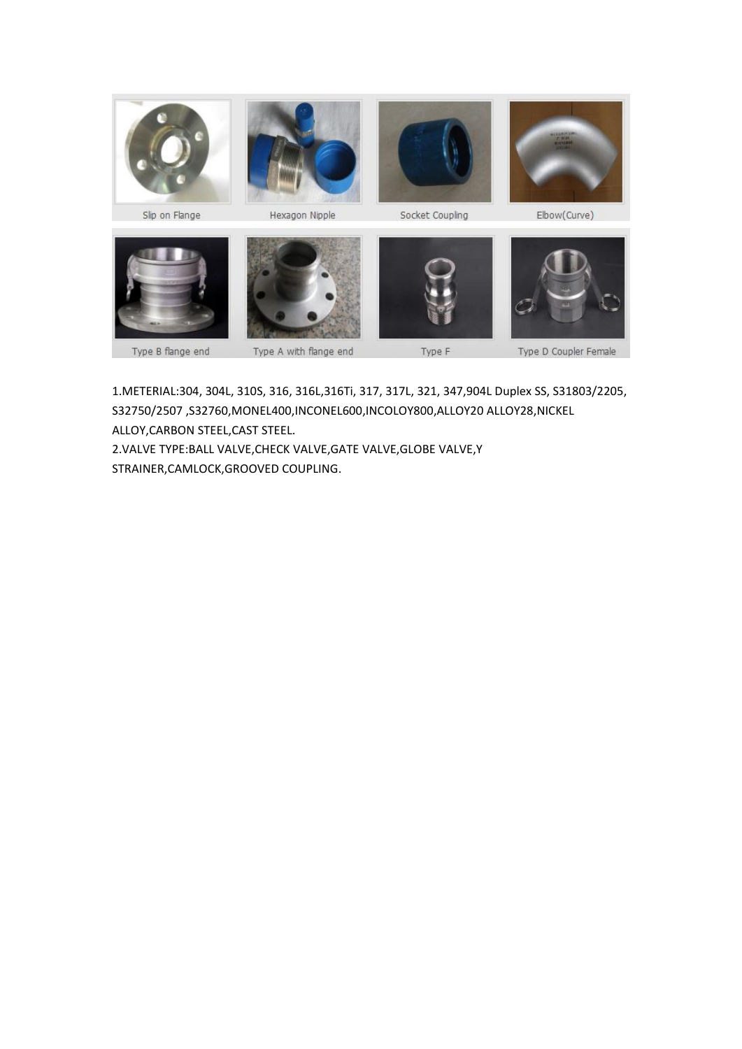Slip on Flange

Hexagon Nipple

Socket Coupling

Elbow(Curve)

Type B flange end

Type A with flange end

Type F

Type D Coupler Female

1.METERIAL:304, 304L, 310S, 316, 316L,316Ti, 317, 317L, 321, 347,904L Duplex SS, S31803/2205, S32750/2507 ,S32760,MONEL400,INCONEL600,INCOLOY800,ALLOY20 ALLOY28,NICKEL ALLOY,CARBON STEEL,CAST STEEL.

2.VALVE TYPE:BALL VALVE,CHECK VALVE,GATE VALVE,GLOBE VALVE,Y STRAINER,CAMLOCK,GROOVED COUPLING.